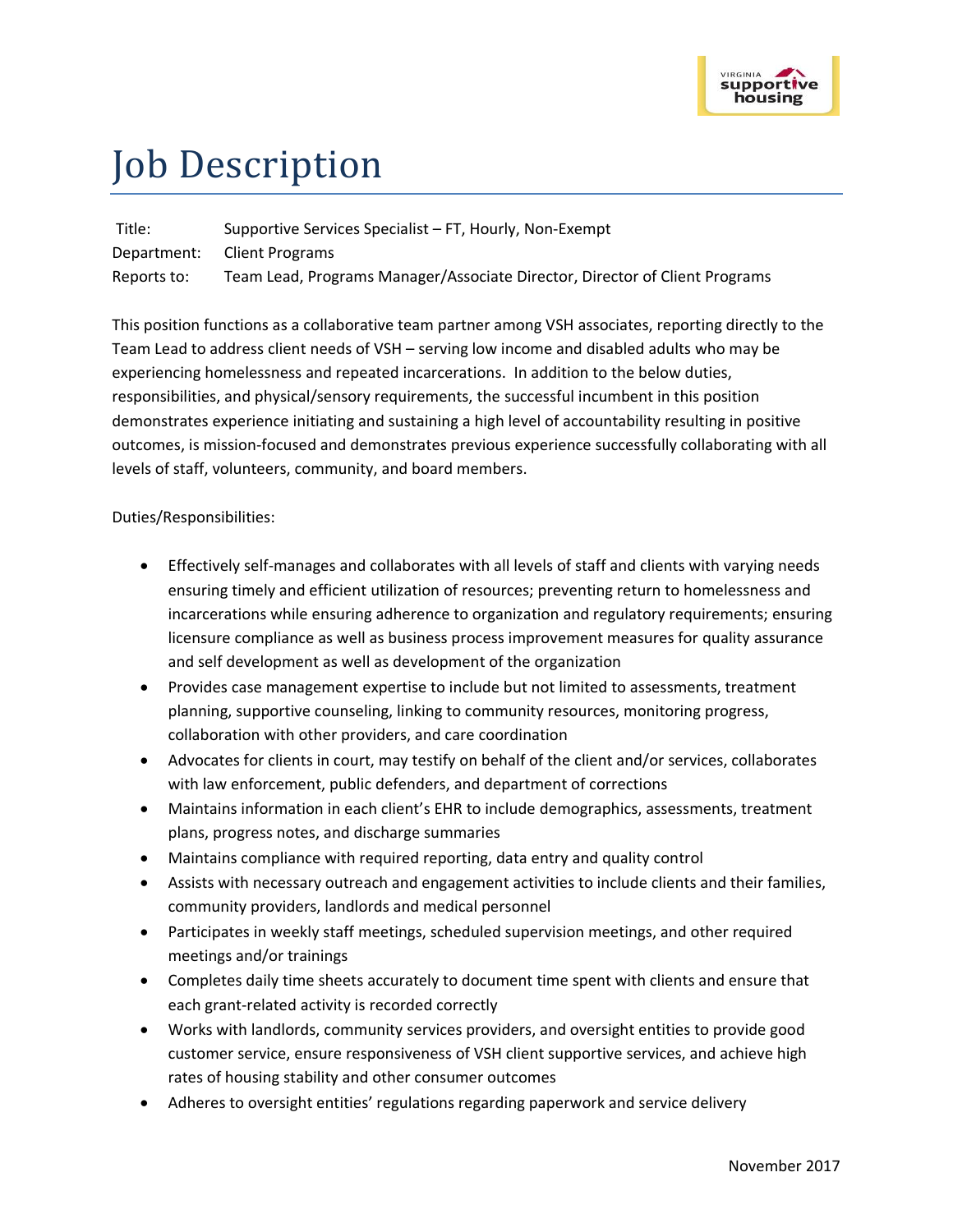# Job Description

| | |
|---|---|
| Title: | Supportive Services Specialist – FT, Hourly, Non-Exempt |
| Department: | Client Programs |
| Reports to: | Team Lead, Programs Manager/Associate Director, Director of Client Programs |

This position functions as a collaborative team partner among VSH associates, reporting directly to the Team Lead to address client needs of VSH – serving low income and disabled adults who may be experiencing homelessness and repeated incarcerations. In addition to the below duties, responsibilities, and physical/sensory requirements, the successful incumbent in this position demonstrates experience initiating and sustaining a high level of accountability resulting in positive outcomes, is mission-focused and demonstrates previous experience successfully collaborating with all levels of staff, volunteers, community, and board members.

Duties/Responsibilities:

- Effectively self-manages and collaborates with all levels of staff and clients with varying needs ensuring timely and efficient utilization of resources; preventing return to homelessness and incarcerations while ensuring adherence to organization and regulatory requirements; ensuring licensure compliance as well as business process improvement measures for quality assurance and self development as well as development of the organization
- Provides case management expertise to include but not limited to assessments, treatment planning, supportive counseling, linking to community resources, monitoring progress, collaboration with other providers, and care coordination
- Advocates for clients in court, may testify on behalf of the client and/or services, collaborates with law enforcement, public defenders, and department of corrections
- Maintains information in each client's EHR to include demographics, assessments, treatment plans, progress notes, and discharge summaries
- Maintains compliance with required reporting, data entry and quality control
- Assists with necessary outreach and engagement activities to include clients and their families, community providers, landlords and medical personnel
- Participates in weekly staff meetings, scheduled supervision meetings, and other required meetings and/or trainings
- Completes daily time sheets accurately to document time spent with clients and ensure that each grant-related activity is recorded correctly
- Works with landlords, community services providers, and oversight entities to provide good customer service, ensure responsiveness of VSH client supportive services, and achieve high rates of housing stability and other consumer outcomes
- Adheres to oversight entities' regulations regarding paperwork and service delivery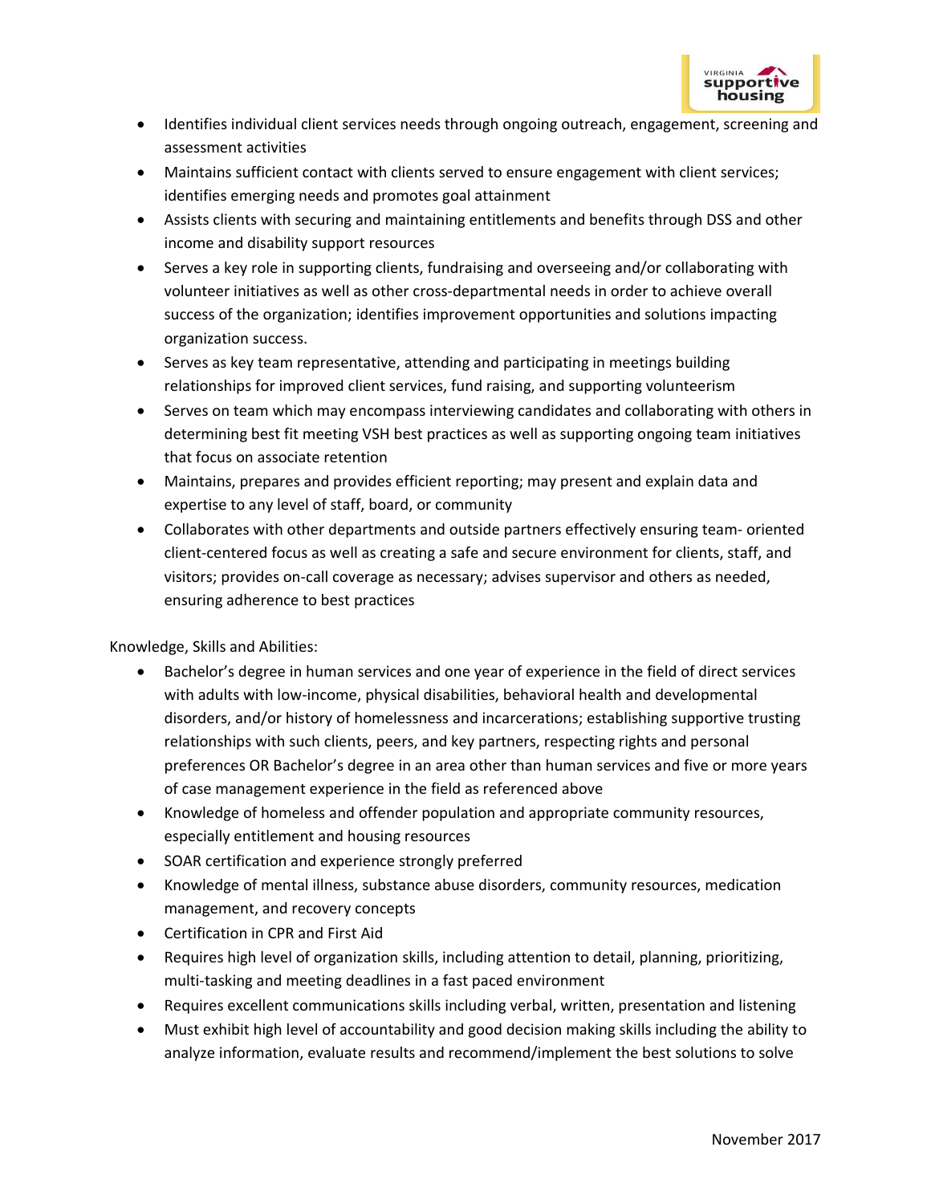- Identifies individual client services needs through ongoing outreach, engagement, screening and assessment activities
- Maintains sufficient contact with clients served to ensure engagement with client services; identifies emerging needs and promotes goal attainment
- Assists clients with securing and maintaining entitlements and benefits through DSS and other income and disability support resources
- Serves a key role in supporting clients, fundraising and overseeing and/or collaborating with volunteer initiatives as well as other cross-departmental needs in order to achieve overall success of the organization; identifies improvement opportunities and solutions impacting organization success.
- Serves as key team representative, attending and participating in meetings building relationships for improved client services, fund raising, and supporting volunteerism
- Serves on team which may encompass interviewing candidates and collaborating with others in determining best fit meeting VSH best practices as well as supporting ongoing team initiatives that focus on associate retention
- Maintains, prepares and provides efficient reporting; may present and explain data and expertise to any level of staff, board, or community
- Collaborates with other departments and outside partners effectively ensuring team- oriented client-centered focus as well as creating a safe and secure environment for clients, staff, and visitors; provides on-call coverage as necessary; advises supervisor and others as needed, ensuring adherence to best practices

Knowledge, Skills and Abilities:

- Bachelor's degree in human services and one year of experience in the field of direct services with adults with low-income, physical disabilities, behavioral health and developmental disorders, and/or history of homelessness and incarcerations; establishing supportive trusting relationships with such clients, peers, and key partners, respecting rights and personal preferences OR Bachelor's degree in an area other than human services and five or more years of case management experience in the field as referenced above
- Knowledge of homeless and offender population and appropriate community resources, especially entitlement and housing resources
- SOAR certification and experience strongly preferred
- Knowledge of mental illness, substance abuse disorders, community resources, medication management, and recovery concepts
- Certification in CPR and First Aid
- Requires high level of organization skills, including attention to detail, planning, prioritizing, multi-tasking and meeting deadlines in a fast paced environment
- Requires excellent communications skills including verbal, written, presentation and listening
- Must exhibit high level of accountability and good decision making skills including the ability to analyze information, evaluate results and recommend/implement the best solutions to solve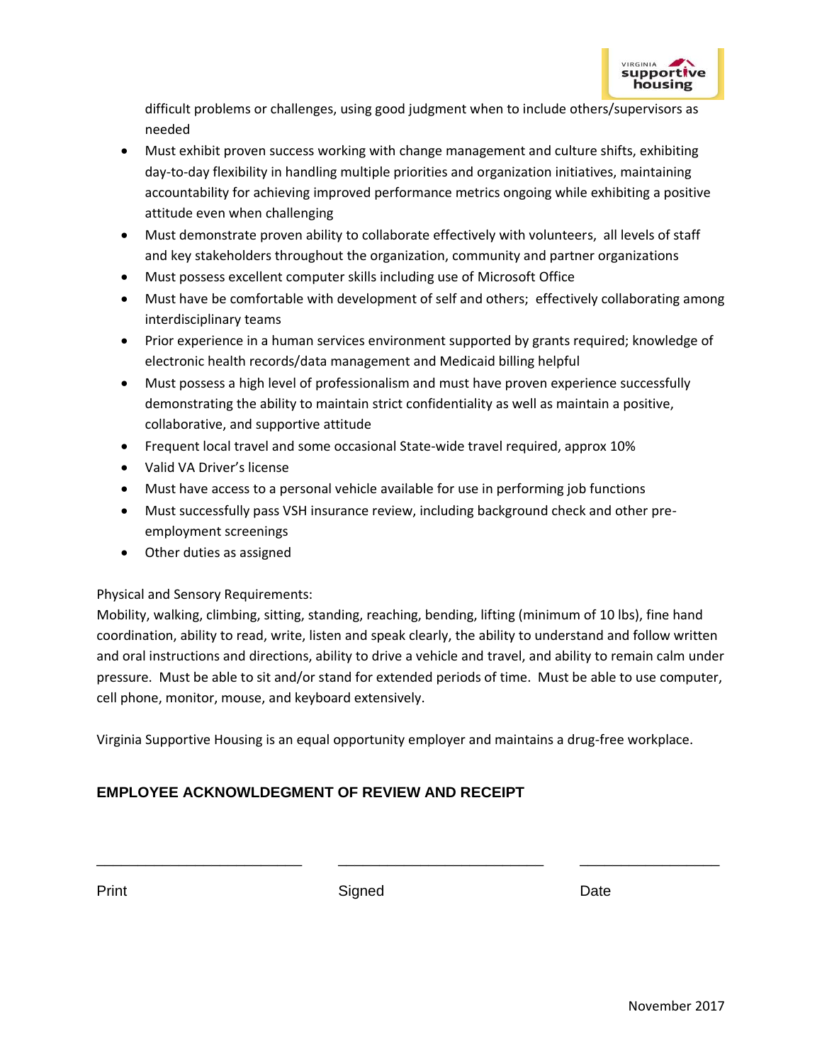difficult problems or challenges, using good judgment when to include others/supervisors as needed

- Must exhibit proven success working with change management and culture shifts, exhibiting day-to-day flexibility in handling multiple priorities and organization initiatives, maintaining accountability for achieving improved performance metrics ongoing while exhibiting a positive attitude even when challenging
- Must demonstrate proven ability to collaborate effectively with volunteers, all levels of staff and key stakeholders throughout the organization, community and partner organizations
- Must possess excellent computer skills including use of Microsoft Office
- Must have be comfortable with development of self and others; effectively collaborating among interdisciplinary teams
- Prior experience in a human services environment supported by grants required; knowledge of electronic health records/data management and Medicaid billing helpful
- Must possess a high level of professionalism and must have proven experience successfully demonstrating the ability to maintain strict confidentiality as well as maintain a positive, collaborative, and supportive attitude
- Frequent local travel and some occasional State-wide travel required, approx 10%
- Valid VA Driver's license
- Must have access to a personal vehicle available for use in performing job functions
- Must successfully pass VSH insurance review, including background check and other pre-employment screenings
- Other duties as assigned

Physical and Sensory Requirements:
Mobility, walking, climbing, sitting, standing, reaching, bending, lifting (minimum of 10 lbs), fine hand coordination, ability to read, write, listen and speak clearly, the ability to understand and follow written and oral instructions and directions, ability to drive a vehicle and travel, and ability to remain calm under pressure. Must be able to sit and/or stand for extended periods of time. Must be able to use computer, cell phone, monitor, mouse, and keyboard extensively.

Virginia Supportive Housing is an equal opportunity employer and maintains a drug-free workplace.

## EMPLOYEE ACKNOWLEDGMENT OF REVIEW AND RECEIPT

| | | |
|---|---|---|
| ___________________________ | ___________________________ | __________________ |
| Print | Signed | Date |

November 2017